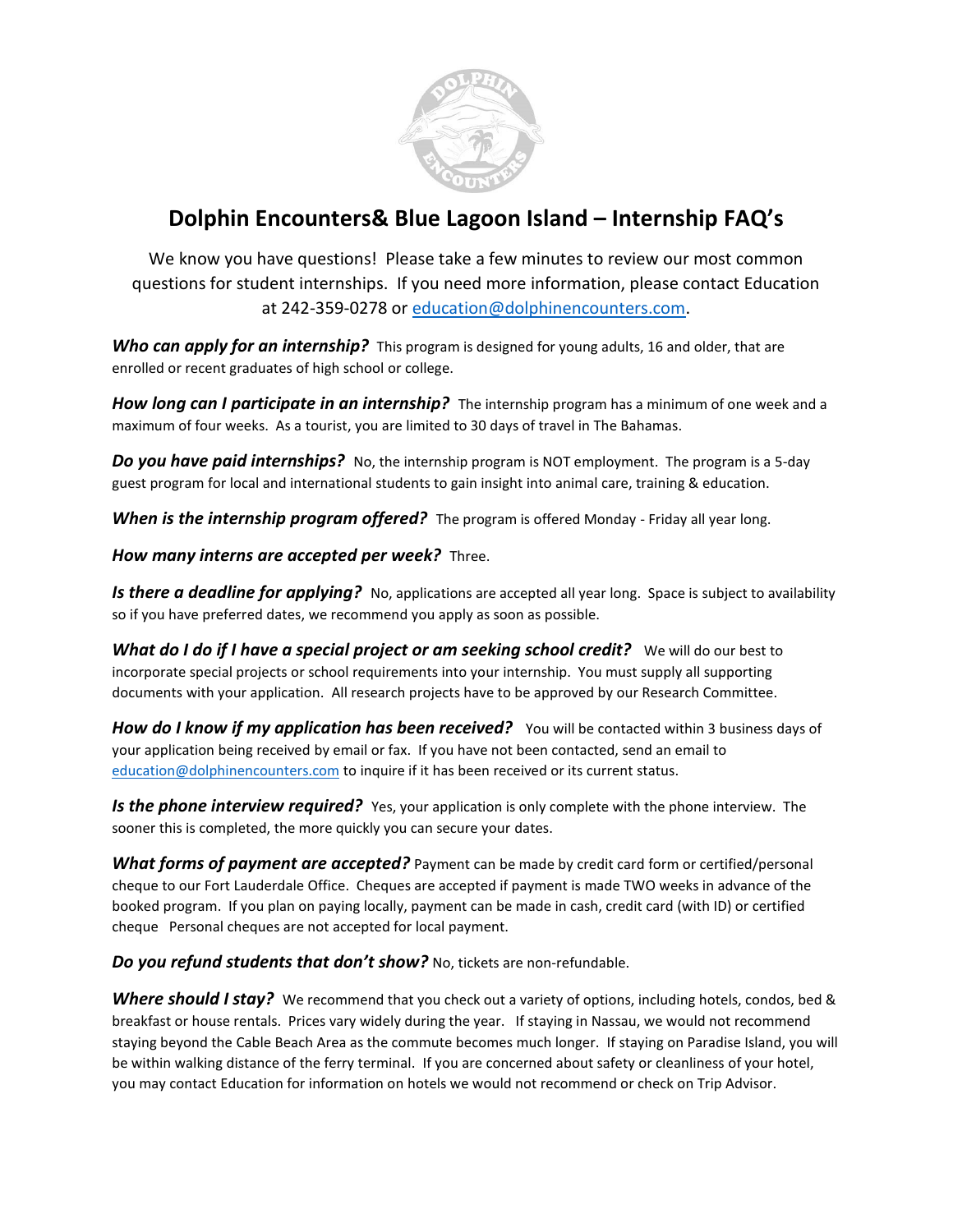# Dolphin Encounters& Blue Lagoon Island – Internship FAQ's

We know you have questions! Please take a few minutes to review our most common questions for student internships. If you need more information, please contact Education at 242-359-0278 or [education@dolphinencounters.com](mailto:education@dolphinencounters.com).

***Who can apply for an internship?*** This program is designed for young adults, 16 and older, that are enrolled or recent graduates of high school or college.

***How long can I participate in an internship?*** The internship program has a minimum of one week and a maximum of four weeks. As a tourist, you are limited to 30 days of travel in The Bahamas.

***Do you have paid internships?*** No, the internship program is NOT employment. The program is a 5-day guest program for local and international students to gain insight into animal care, training & education.

***When is the internship program offered?*** The program is offered Monday - Friday all year long.

***How many interns are accepted per week?*** Three.

***Is there a deadline for applying?*** No, applications are accepted all year long. Space is subject to availability so if you have preferred dates, we recommend you apply as soon as possible.

***What do I do if I have a special project or am seeking school credit?*** We will do our best to incorporate special projects or school requirements into your internship. You must supply all supporting documents with your application. All research projects have to be approved by our Research Committee.

***How do I know if my application has been received?*** You will be contacted within 3 business days of your application being received by email or fax. If you have not been contacted, send an email to [education@dolphinencounters.com](mailto:education@dolphinencounters.com) to inquire if it has been received or its current status.

***Is the phone interview required?*** Yes, your application is only complete with the phone interview. The sooner this is completed, the more quickly you can secure your dates.

***What forms of payment are accepted?*** Payment can be made by credit card form or certified/personal cheque to our Fort Lauderdale Office. Cheques are accepted if payment is made TWO weeks in advance of the booked program. If you plan on paying locally, payment can be made in cash, credit card (with ID) or certified cheque Personal cheques are not accepted for local payment.

***Do you refund students that don't show?*** No, tickets are non-refundable.

***Where should I stay?*** We recommend that you check out a variety of options, including hotels, condos, bed & breakfast or house rentals. Prices vary widely during the year. If staying in Nassau, we would not recommend staying beyond the Cable Beach Area as the commute becomes much longer. If staying on Paradise Island, you will be within walking distance of the ferry terminal. If you are concerned about safety or cleanliness of your hotel, you may contact Education for information on hotels we would not recommend or check on Trip Advisor.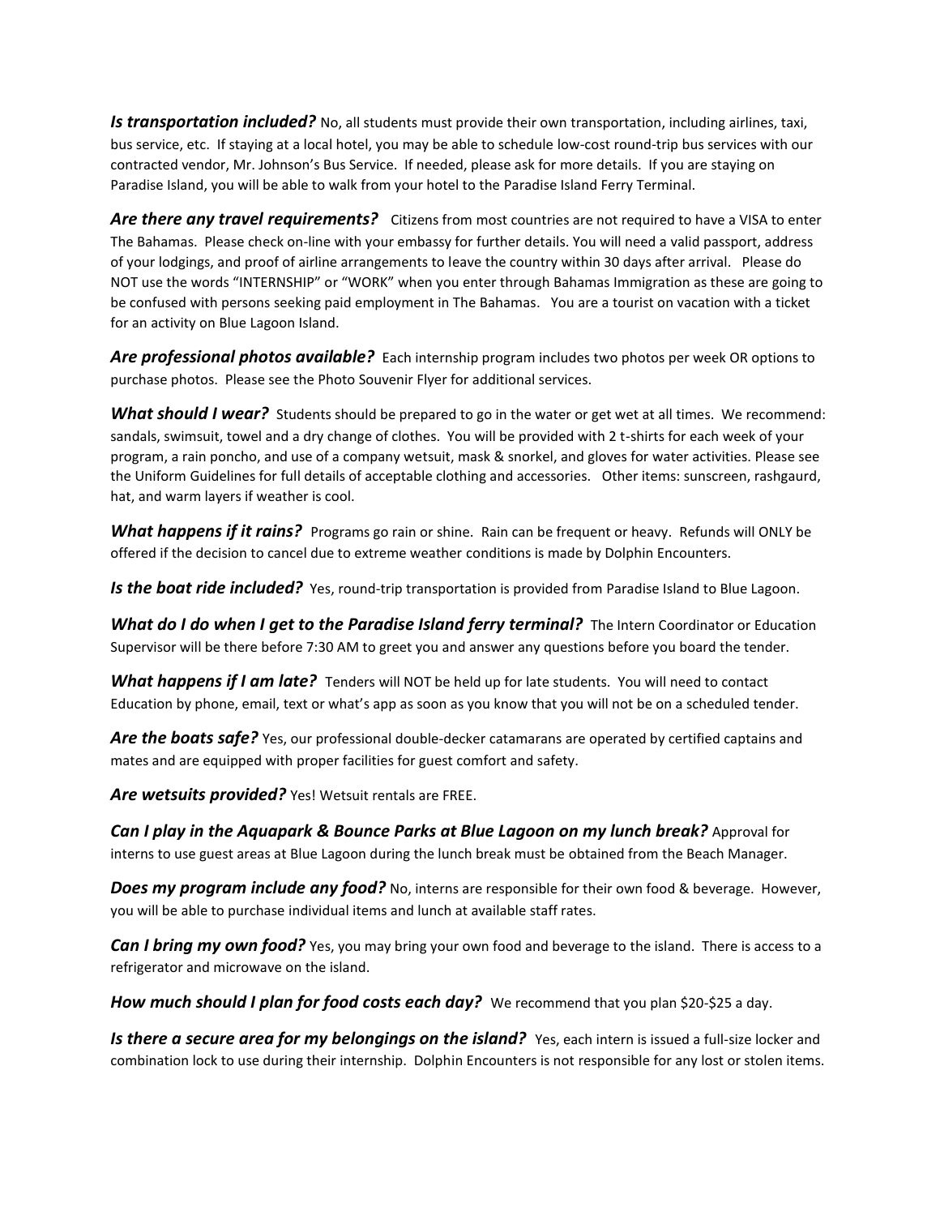***Is transportation included?*** No, all students must provide their own transportation, including airlines, taxi, bus service, etc. If staying at a local hotel, you may be able to schedule low-cost round-trip bus services with our contracted vendor, Mr. Johnson's Bus Service. If needed, please ask for more details. If you are staying on Paradise Island, you will be able to walk from your hotel to the Paradise Island Ferry Terminal.

***Are there any travel requirements?*** Citizens from most countries are not required to have a VISA to enter The Bahamas. Please check on-line with your embassy for further details. You will need a valid passport, address of your lodgings, and proof of airline arrangements to leave the country within 30 days after arrival. Please do NOT use the words "INTERNSHIP" or "WORK" when you enter through Bahamas Immigration as these are going to be confused with persons seeking paid employment in The Bahamas. You are a tourist on vacation with a ticket for an activity on Blue Lagoon Island.

***Are professional photos available?*** Each internship program includes two photos per week OR options to purchase photos. Please see the Photo Souvenir Flyer for additional services.

***What should I wear?*** Students should be prepared to go in the water or get wet at all times. We recommend: sandals, swimsuit, towel and a dry change of clothes. You will be provided with 2 t-shirts for each week of your program, a rain poncho, and use of a company wetsuit, mask & snorkel, and gloves for water activities. Please see the Uniform Guidelines for full details of acceptable clothing and accessories. Other items: sunscreen, rashgaurd, hat, and warm layers if weather is cool.

***What happens if it rains?*** Programs go rain or shine. Rain can be frequent or heavy. Refunds will ONLY be offered if the decision to cancel due to extreme weather conditions is made by Dolphin Encounters.

***Is the boat ride included?*** Yes, round-trip transportation is provided from Paradise Island to Blue Lagoon.

***What do I do when I get to the Paradise Island ferry terminal?*** The Intern Coordinator or Education Supervisor will be there before 7:30 AM to greet you and answer any questions before you board the tender.

***What happens if I am late?*** Tenders will NOT be held up for late students. You will need to contact Education by phone, email, text or what's app as soon as you know that you will not be on a scheduled tender.

***Are the boats safe?*** Yes, our professional double-decker catamarans are operated by certified captains and mates and are equipped with proper facilities for guest comfort and safety.

***Are wetsuits provided?*** Yes! Wetsuit rentals are FREE.

***Can I play in the Aquapark & Bounce Parks at Blue Lagoon on my lunch break?*** Approval for interns to use guest areas at Blue Lagoon during the lunch break must be obtained from the Beach Manager.

***Does my program include any food?*** No, interns are responsible for their own food & beverage. However, you will be able to purchase individual items and lunch at available staff rates.

***Can I bring my own food?*** Yes, you may bring your own food and beverage to the island. There is access to a refrigerator and microwave on the island.

***How much should I plan for food costs each day?*** We recommend that you plan $20-$25 a day.

***Is there a secure area for my belongings on the island?*** Yes, each intern is issued a full-size locker and combination lock to use during their internship. Dolphin Encounters is not responsible for any lost or stolen items.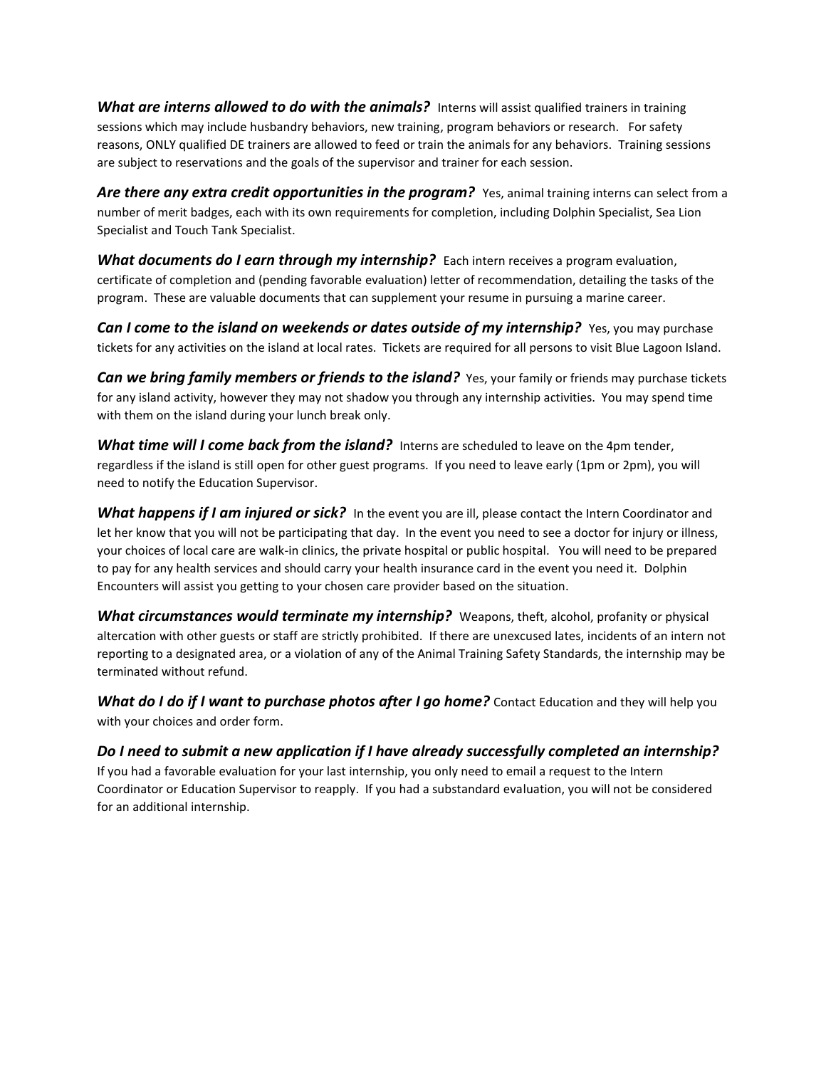***What are interns allowed to do with the animals?*** Interns will assist qualified trainers in training sessions which may include husbandry behaviors, new training, program behaviors or research. For safety reasons, ONLY qualified DE trainers are allowed to feed or train the animals for any behaviors. Training sessions are subject to reservations and the goals of the supervisor and trainer for each session.

***Are there any extra credit opportunities in the program?*** Yes, animal training interns can select from a number of merit badges, each with its own requirements for completion, including Dolphin Specialist, Sea Lion Specialist and Touch Tank Specialist.

***What documents do I earn through my internship?*** Each intern receives a program evaluation, certificate of completion and (pending favorable evaluation) letter of recommendation, detailing the tasks of the program. These are valuable documents that can supplement your resume in pursuing a marine career.

***Can I come to the island on weekends or dates outside of my internship?*** Yes, you may purchase tickets for any activities on the island at local rates. Tickets are required for all persons to visit Blue Lagoon Island.

***Can we bring family members or friends to the island?*** Yes, your family or friends may purchase tickets for any island activity, however they may not shadow you through any internship activities. You may spend time with them on the island during your lunch break only.

***What time will I come back from the island?*** Interns are scheduled to leave on the 4pm tender, regardless if the island is still open for other guest programs. If you need to leave early (1pm or 2pm), you will need to notify the Education Supervisor.

***What happens if I am injured or sick?*** In the event you are ill, please contact the Intern Coordinator and let her know that you will not be participating that day. In the event you need to see a doctor for injury or illness, your choices of local care are walk-in clinics, the private hospital or public hospital. You will need to be prepared to pay for any health services and should carry your health insurance card in the event you need it. Dolphin Encounters will assist you getting to your chosen care provider based on the situation.

***What circumstances would terminate my internship?*** Weapons, theft, alcohol, profanity or physical altercation with other guests or staff are strictly prohibited. If there are unexcused lates, incidents of an intern not reporting to a designated area, or a violation of any of the Animal Training Safety Standards, the internship may be terminated without refund.

***What do I do if I want to purchase photos after I go home?*** Contact Education and they will help you with your choices and order form.

***Do I need to submit a new application if I have already successfully completed an internship?***
If you had a favorable evaluation for your last internship, you only need to email a request to the Intern Coordinator or Education Supervisor to reapply. If you had a substandard evaluation, you will not be considered for an additional internship.